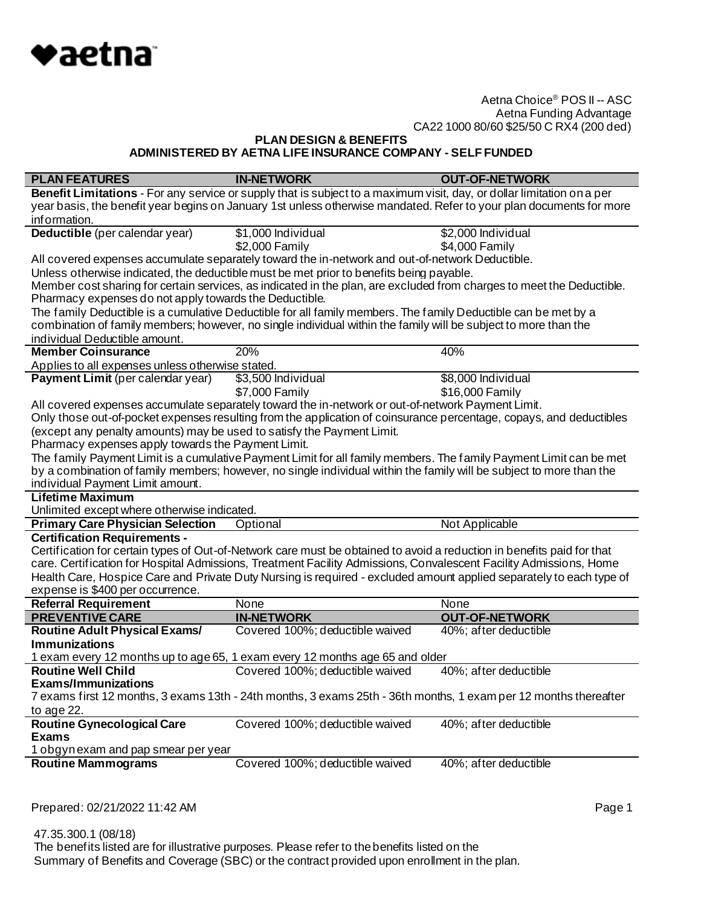♥aetna

Aetna Choice® POS II -- ASC
Aetna Funding Advantage
CA22 1000 80/60 $25/50 C RX4 (200 ded)

**PLAN DESIGN & BENEFITS**
**ADMINISTERED BY AETNA LIFE INSURANCE COMPANY - SELF FUNDED**

| PLAN FEATURES | IN-NETWORK | OUT-OF-NETWORK |
|---|---|---|
| **Benefit Limitations** - For any service or supply that is subject to a maximum visit, day, or dollar limitation on a per year basis, the benefit year begins on January 1st unless otherwise mandated. Refer to your plan documents for more information. | | |
| **Deductible** (per calendar year) | $1,000 Individual<br>$2,000 Family | $2,000 Individual<br>$4,000 Family |
| All covered expenses accumulate separately toward the in-network and out-of-network Deductible.<br>Unless otherwise indicated, the deductible must be met prior to benefits being payable.<br>Member cost sharing for certain services, as indicated in the plan, are excluded from charges to meet the Deductible.<br>Pharmacy expenses do not apply towards the Deductible.<br>The family Deductible is a cumulative Deductible for all family members. The family Deductible can be met by a combination of family members; however, no single individual within the family will be subject to more than the individual Deductible amount. | | |
| **Member Coinsurance** | 20% | 40% |
| Applies to all expenses unless otherwise stated. | | |
| **Payment Limit** (per calendar year) | $3,500 Individual<br>$7,000 Family | $8,000 Individual<br>$16,000 Family |
| All covered expenses accumulate separately toward the in-network or out-of-network Payment Limit.<br>Only those out-of-pocket expenses resulting from the application of coinsurance percentage, copays, and deductibles (except any penalty amounts) may be used to satisfy the Payment Limit.<br>Pharmacy expenses apply towards the Payment Limit.<br>The family Payment Limit is a cumulative Payment Limit for all family members. The family Payment Limit can be met by a combination of family members; however, no single individual within the family will be subject to more than the individual Payment Limit amount. | | |
| **Lifetime Maximum** | | |
| Unlimited except where otherwise indicated. | | |
| **Primary Care Physician Selection** | Optional | Not Applicable |
| **Certification Requirements -** | | |
| Certification for certain types of Out-of-Network care must be obtained to avoid a reduction in benefits paid for that care. Certification for Hospital Admissions, Treatment Facility Admissions, Convalescent Facility Admissions, Home Health Care, Hospice Care and Private Duty Nursing is required - excluded amount applied separately to each type of expense is $400 per occurrence. | | |
| **Referral Requirement** | None | None |
| **PREVENTIVE CARE** | **IN-NETWORK** | **OUT-OF-NETWORK** |
| **Routine Adult Physical Exams/ Immunizations** | Covered 100%; deductible waived | 40%; after deductible |
| 1 exam every 12 months up to age 65, 1 exam every 12 months age 65 and older | | |
| **Routine Well Child Exams/Immunizations** | Covered 100%; deductible waived | 40%; after deductible |
| 7 exams first 12 months, 3 exams 13th - 24th months, 3 exams 25th - 36th months, 1 exam per 12 months thereafter to age 22. | | |
| **Routine Gynecological Care Exams** | Covered 100%; deductible waived | 40%; after deductible |
| 1 obgyn exam and pap smear per year | | |
| **Routine Mammograms** | Covered 100%; deductible waived | 40%; after deductible |

Prepared: 02/21/2022 11:42 AM

47.35.300.1 (08/18)
The benefits listed are for illustrative purposes. Please refer to the benefits listed on the Summary of Benefits and Coverage (SBC) or the contract provided upon enrollment in the plan.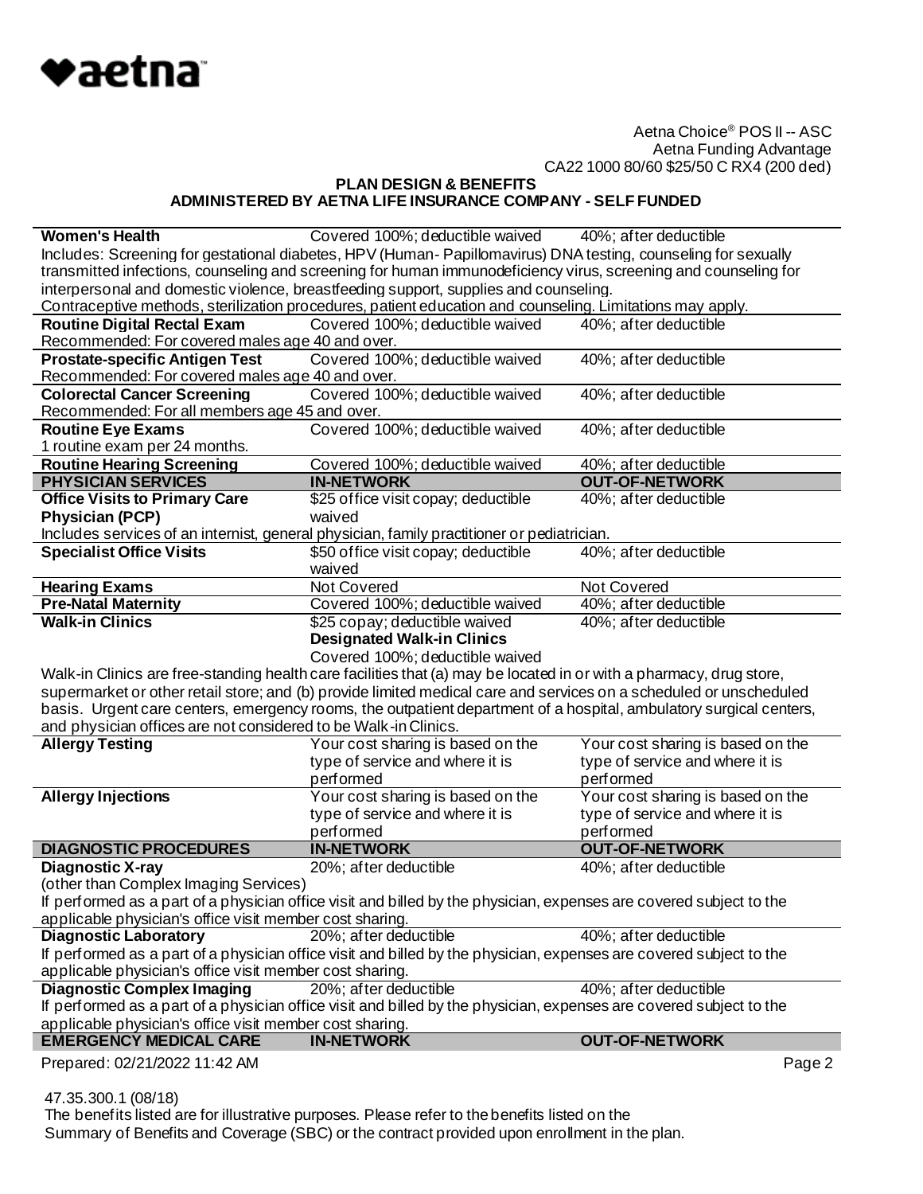Aetna Choice® POS II -- ASC
Aetna Funding Advantage
CA22 1000 80/60 $25/50 C RX4 (200 ded)

**PLAN DESIGN & BENEFITS**
**ADMINISTERED BY AETNA LIFE INSURANCE COMPANY - SELF FUNDED**

| | | |
|---|---|---|
| **Women's Health** | Covered 100%; deductible waived | 40%; after deductible |
| Includes: Screening for gestational diabetes, HPV (Human- Papillomavirus) DNA testing, counseling for sexually transmitted infections, counseling and screening for human immunodeficiency virus, screening and counseling for interpersonal and domestic violence, breastfeeding support, supplies and counseling. Contraceptive methods, sterilization procedures, patient education and counseling. Limitations may apply. | | |
| **Routine Digital Rectal Exam** | Covered 100%; deductible waived | 40%; after deductible |
| Recommended: For covered males age 40 and over. | | |
| **Prostate-specific Antigen Test** | Covered 100%; deductible waived | 40%; after deductible |
| Recommended: For covered males age 40 and over. | | |
| **Colorectal Cancer Screening** | Covered 100%; deductible waived | 40%; after deductible |
| Recommended: For all members age 45 and over. | | |
| **Routine Eye Exams** | Covered 100%; deductible waived | 40%; after deductible |
| 1 routine exam per 24 months. | | |
| **Routine Hearing Screening** | Covered 100%; deductible waived | 40%; after deductible |
| **PHYSICIAN SERVICES** | **IN-NETWORK** | **OUT-OF-NETWORK** |
| **Office Visits to Primary Care Physician (PCP)** | $25 office visit copay; deductible waived | 40%; after deductible |
| Includes services of an internist, general physician, family practitioner or pediatrician. | | |
| **Specialist Office Visits** | $50 office visit copay; deductible waived | 40%; after deductible |
| **Hearing Exams** | Not Covered | Not Covered |
| **Pre-Natal Maternity** | Covered 100%; deductible waived | 40%; after deductible |
| **Walk-in Clinics** | $25 copay; deductible waived<br>**Designated Walk-in Clinics**<br>Covered 100%; deductible waived | 40%; after deductible |
| Walk-in Clinics are free-standing health care facilities that (a) may be located in or with a pharmacy, drug store, supermarket or other retail store; and (b) provide limited medical care and services on a scheduled or unscheduled basis. Urgent care centers, emergency rooms, the outpatient department of a hospital, ambulatory surgical centers, and physician offices are not considered to be Walk-in Clinics. | | |
| **Allergy Testing** | Your cost sharing is based on the type of service and where it is performed | Your cost sharing is based on the type of service and where it is performed |
| **Allergy Injections** | Your cost sharing is based on the type of service and where it is performed | Your cost sharing is based on the type of service and where it is performed |
| **DIAGNOSTIC PROCEDURES** | **IN-NETWORK** | **OUT-OF-NETWORK** |
| **Diagnostic X-ray** (other than Complex Imaging Services) | 20%; after deductible | 40%; after deductible |
| If performed as a part of a physician office visit and billed by the physician, expenses are covered subject to the applicable physician's office visit member cost sharing. | | |
| **Diagnostic Laboratory** | 20%; after deductible | 40%; after deductible |
| If performed as a part of a physician office visit and billed by the physician, expenses are covered subject to the applicable physician's office visit member cost sharing. | | |
| **Diagnostic Complex Imaging** | 20%; after deductible | 40%; after deductible |
| If performed as a part of a physician office visit and billed by the physician, expenses are covered subject to the applicable physician's office visit member cost sharing. | | |
| **EMERGENCY MEDICAL CARE** | **IN-NETWORK** | **OUT-OF-NETWORK** |

Prepared: 02/21/2022 11:42 AM

47.35.300.1 (08/18)
The benefits listed are for illustrative purposes. Please refer to the benefits listed on the Summary of Benefits and Coverage (SBC) or the contract provided upon enrollment in the plan.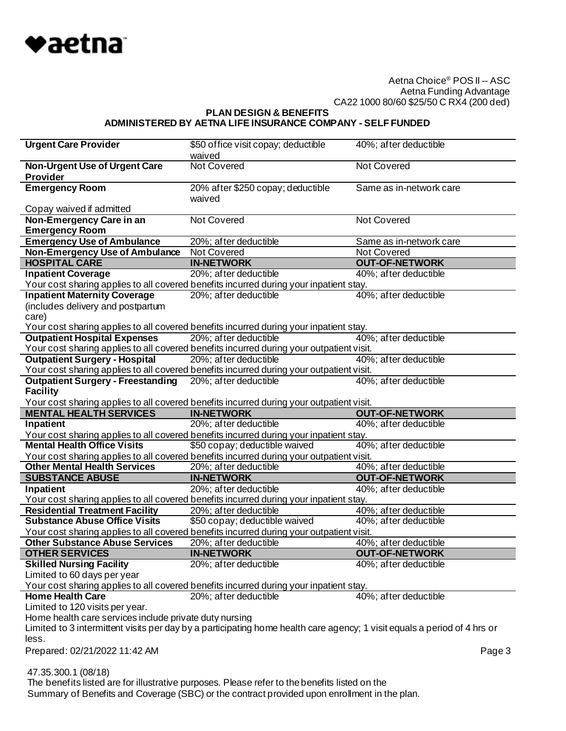| | | |
|---|---|---|
| **Urgent Care Provider** | $50 office visit copay; deductible waived | 40%; after deductible |
| **Non-Urgent Use of Urgent Care Provider** | Not Covered | Not Covered |
| **Emergency Room** | 20% after $250 copay; deductible waived | Same as in-network care |
| Copay waived if admitted | | |
| **Non-Emergency Care in an Emergency Room** | Not Covered | Not Covered |
| **Emergency Use of Ambulance** | 20%; after deductible | Same as in-network care |
| **Non-Emergency Use of Ambulance** | Not Covered | Not Covered |
| **HOSPITAL CARE** | **IN-NETWORK** | **OUT-OF-NETWORK** |
| **Inpatient Coverage** | 20%; after deductible | 40%; after deductible |
| Your cost sharing applies to all covered benefits incurred during your inpatient stay. | | |
| **Inpatient Maternity Coverage** (includes delivery and postpartum care) | 20%; after deductible | 40%; after deductible |
| Your cost sharing applies to all covered benefits incurred during your inpatient stay. | | |
| **Outpatient Hospital Expenses** | 20%; after deductible | 40%; after deductible |
| Your cost sharing applies to all covered benefits incurred during your outpatient visit. | | |
| **Outpatient Surgery - Hospital** | 20%; after deductible | 40%; after deductible |
| Your cost sharing applies to all covered benefits incurred during your outpatient visit. | | |
| **Outpatient Surgery - Freestanding Facility** | 20%; after deductible | 40%; after deductible |
| Your cost sharing applies to all covered benefits incurred during your outpatient visit. | | |
| **MENTAL HEALTH SERVICES** | **IN-NETWORK** | **OUT-OF-NETWORK** |
| **Inpatient** | 20%; after deductible | 40%; after deductible |
| Your cost sharing applies to all covered benefits incurred during your inpatient stay. | | |
| **Mental Health Office Visits** | $50 copay; deductible waived | 40%; after deductible |
| Your cost sharing applies to all covered benefits incurred during your outpatient visit. | | |
| **Other Mental Health Services** | 20%; after deductible | 40%; after deductible |
| **SUBSTANCE ABUSE** | **IN-NETWORK** | **OUT-OF-NETWORK** |
| **Inpatient** | 20%; after deductible | 40%; after deductible |
| Your cost sharing applies to all covered benefits incurred during your inpatient stay. | | |
| **Residential Treatment Facility** | 20%; after deductible | 40%; after deductible |
| **Substance Abuse Office Visits** | $50 copay; deductible waived | 40%; after deductible |
| Your cost sharing applies to all covered benefits incurred during your outpatient visit. | | |
| **Other Substance Abuse Services** | 20%; after deductible | 40%; after deductible |
| **OTHER SERVICES** | **IN-NETWORK** | **OUT-OF-NETWORK** |
| **Skilled Nursing Facility** | 20%; after deductible | 40%; after deductible |
| Limited to 60 days per year | | |
| Your cost sharing applies to all covered benefits incurred during your inpatient stay. | | |
| **Home Health Care** | 20%; after deductible | 40%; after deductible |
| Limited to 120 visits per year. | | |
| Home health care services include private duty nursing | | |
| Limited to 3 intermittent visits per day by a participating home health care agency; 1 visit equals a period of 4 hrs or less. | | |

Prepared: 02/21/2022 11:42 AM

47.35.300.1 (08/18)

The benefits listed are for illustrative purposes. Please refer to the benefits listed on the Summary of Benefits and Coverage (SBC) or the contract provided upon enrollment in the plan.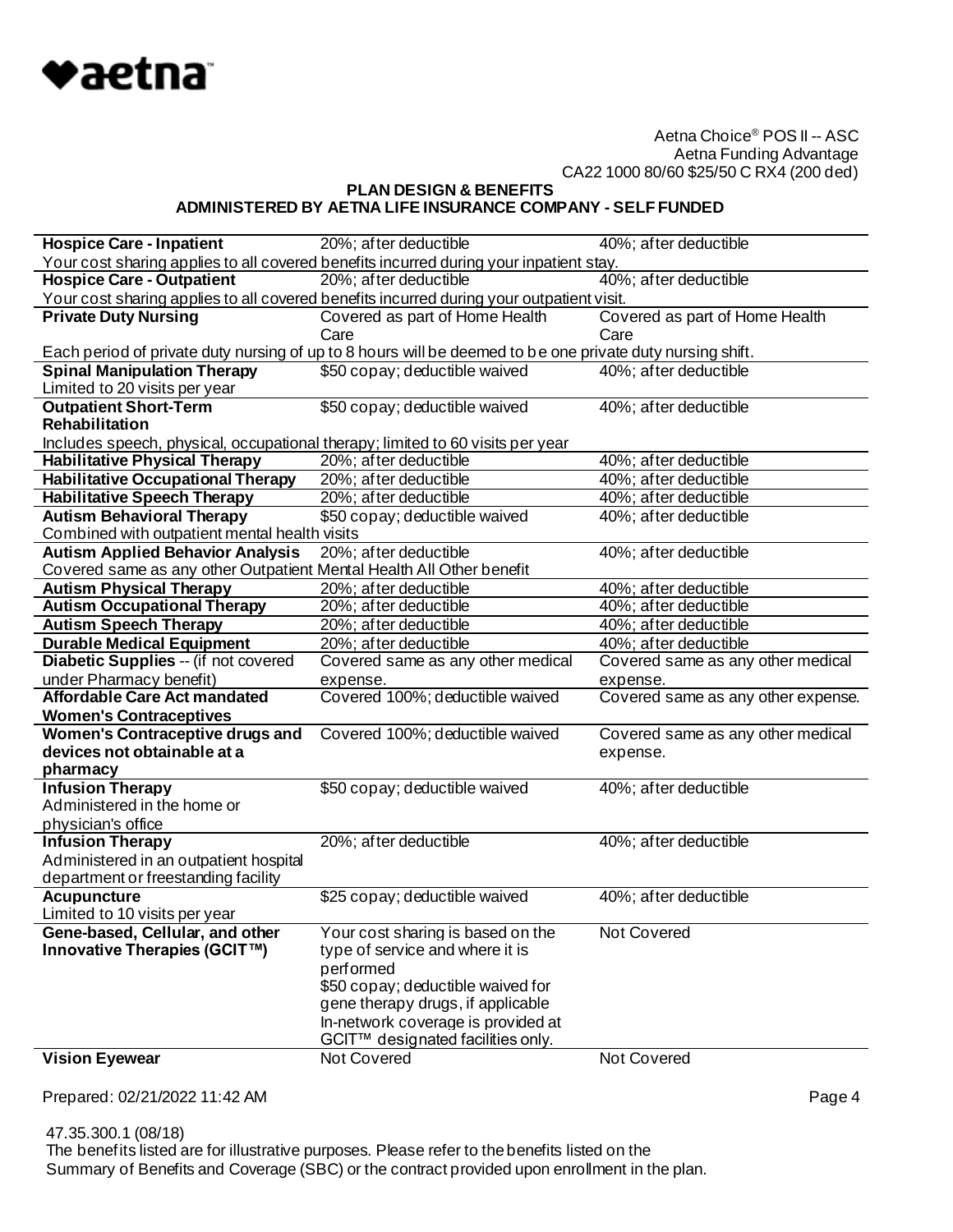Aetna Choice® POS II -- ASC
Aetna Funding Advantage
CA22 1000 80/60 $25/50 C RX4 (200 ded)

**PLAN DESIGN & BENEFITS**
**ADMINISTERED BY AETNA LIFE INSURANCE COMPANY - SELF FUNDED**

| | | |
|---|---|---|
| **Hospice Care - Inpatient** | 20%; after deductible | 40%; after deductible |
| Your cost sharing applies to all covered benefits incurred during your inpatient stay. | | |
| **Hospice Care - Outpatient** | 20%; after deductible | 40%; after deductible |
| Your cost sharing applies to all covered benefits incurred during your outpatient visit. | | |
| **Private Duty Nursing** | Covered as part of Home Health Care | Covered as part of Home Health Care |
| Each period of private duty nursing of up to 8 hours will be deemed to be one private duty nursing shift. | | |
| **Spinal Manipulation Therapy**<br>Limited to 20 visits per year | $50 copay; deductible waived | 40%; after deductible |
| **Outpatient Short-Term Rehabilitation** | $50 copay; deductible waived | 40%; after deductible |
| Includes speech, physical, occupational therapy; limited to 60 visits per year | | |
| **Habilitative Physical Therapy** | 20%; after deductible | 40%; after deductible |
| **Habilitative Occupational Therapy** | 20%; after deductible | 40%; after deductible |
| **Habilitative Speech Therapy** | 20%; after deductible | 40%; after deductible |
| **Autism Behavioral Therapy**<br>Combined with outpatient mental health visits | $50 copay; deductible waived | 40%; after deductible |
| **Autism Applied Behavior Analysis**<br>Covered same as any other Outpatient Mental Health All Other benefit | 20%; after deductible | 40%; after deductible |
| **Autism Physical Therapy** | 20%; after deductible | 40%; after deductible |
| **Autism Occupational Therapy** | 20%; after deductible | 40%; after deductible |
| **Autism Speech Therapy** | 20%; after deductible | 40%; after deductible |
| **Durable Medical Equipment** | 20%; after deductible | 40%; after deductible |
| **Diabetic Supplies** -- (if not covered under Pharmacy benefit) | Covered same as any other medical expense. | Covered same as any other medical expense. |
| **Affordable Care Act mandated Women's Contraceptives** | Covered 100%; deductible waived | Covered same as any other expense. |
| **Women's Contraceptive drugs and devices not obtainable at a pharmacy** | Covered 100%; deductible waived | Covered same as any other medical expense. |
| **Infusion Therapy**<br>Administered in the home or physician's office | $50 copay; deductible waived | 40%; after deductible |
| **Infusion Therapy**<br>Administered in an outpatient hospital department or freestanding facility | 20%; after deductible | 40%; after deductible |
| **Acupuncture**<br>Limited to 10 visits per year | $25 copay; deductible waived | 40%; after deductible |
| **Gene-based, Cellular, and other Innovative Therapies (GCIT™)** | Your cost sharing is based on the type of service and where it is performed<br>$50 copay; deductible waived for gene therapy drugs, if applicable<br>In-network coverage is provided at GCIT™ designated facilities only. | Not Covered |
| **Vision Eyewear** | Not Covered | Not Covered |

Prepared: 02/21/2022 11:42 AM

47.35.300.1 (08/18)
The benefits listed are for illustrative purposes. Please refer to the benefits listed on the Summary of Benefits and Coverage (SBC) or the contract provided upon enrollment in the plan.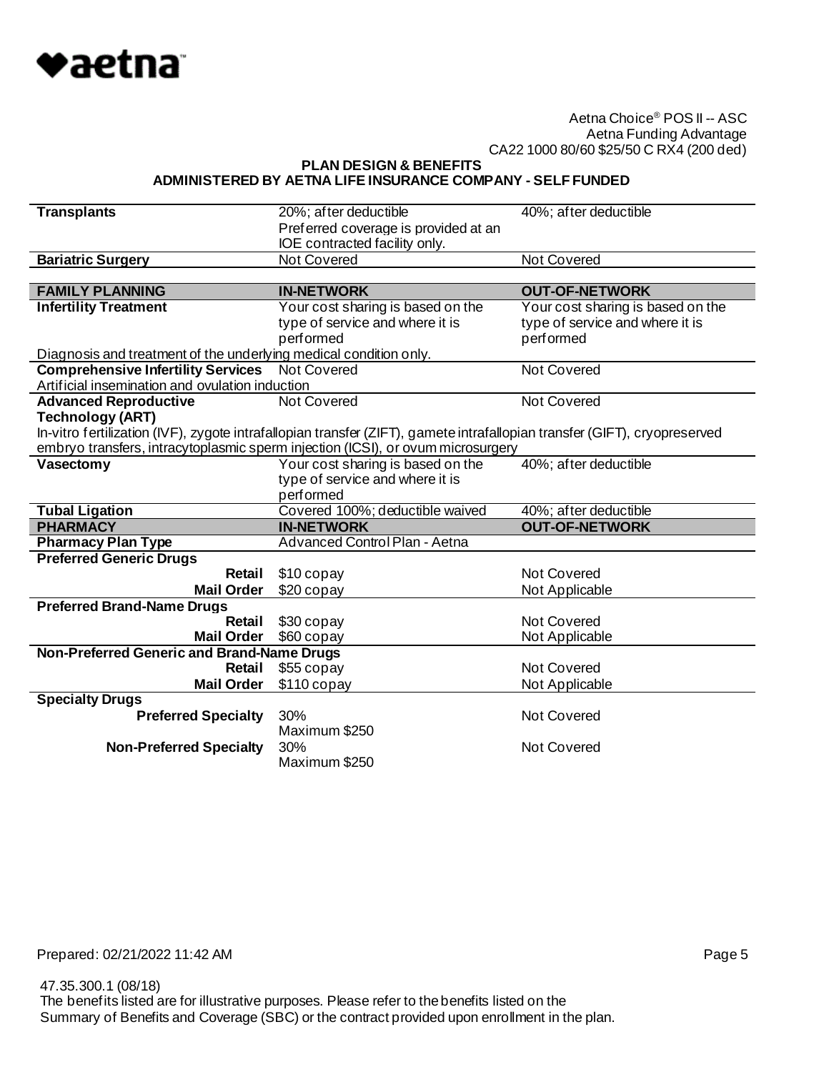Aetna Choice® POS II -- ASC
Aetna Funding Advantage
CA22 1000 80/60 $25/50 C RX4 (200 ded)

**PLAN DESIGN & BENEFITS**
**ADMINISTERED BY AETNA LIFE INSURANCE COMPANY - SELF FUNDED**

| | | |
|---|---|---|
| **Transplants** | 20%; after deductible<br>Preferred coverage is provided at an IOE contracted facility only. | 40%; after deductible |
| **Bariatric Surgery** | Not Covered | Not Covered |

| **FAMILY PLANNING** | **IN-NETWORK** | **OUT-OF-NETWORK** |
|---|---|---|
| **Infertility Treatment** | Your cost sharing is based on the type of service and where it is performed | Your cost sharing is based on the type of service and where it is performed |
| Diagnosis and treatment of the underlying medical condition only. | | |
| **Comprehensive Infertility Services** | Not Covered | Not Covered |
| Artificial insemination and ovulation induction | | |
| **Advanced Reproductive Technology (ART)** | Not Covered | Not Covered |
| In-vitro fertilization (IVF), zygote intrafallopian transfer (ZIFT), gamete intrafallopian transfer (GIFT), cryopreserved embryo transfers, intracytoplasmic sperm injection (ICSI), or ovum microsurgery | | |
| **Vasectomy** | Your cost sharing is based on the type of service and where it is performed | 40%; after deductible |
| **Tubal Ligation** | Covered 100%; deductible waived | 40%; after deductible |

| **PHARMACY** | **IN-NETWORK** | **OUT-OF-NETWORK** |
|---|---|---|
| **Pharmacy Plan Type** | Advanced Control Plan - Aetna | |
| **Preferred Generic Drugs** | | |
| **Retail** | $10 copay | Not Covered |
| **Mail Order** | $20 copay | Not Applicable |
| **Preferred Brand-Name Drugs** | | |
| **Retail** | $30 copay | Not Covered |
| **Mail Order** | $60 copay | Not Applicable |
| **Non-Preferred Generic and Brand-Name Drugs** | | |
| **Retail** | $55 copay | Not Covered |
| **Mail Order** | $110 copay | Not Applicable |
| **Specialty Drugs** | | |
| **Preferred Specialty** | 30%<br>Maximum $250 | Not Covered |
| **Non-Preferred Specialty** | 30%<br>Maximum $250 | Not Covered |

Prepared: 02/21/2022 11:42 AM

47.35.300.1 (08/18)
The benefits listed are for illustrative purposes. Please refer to the benefits listed on the Summary of Benefits and Coverage (SBC) or the contract provided upon enrollment in the plan.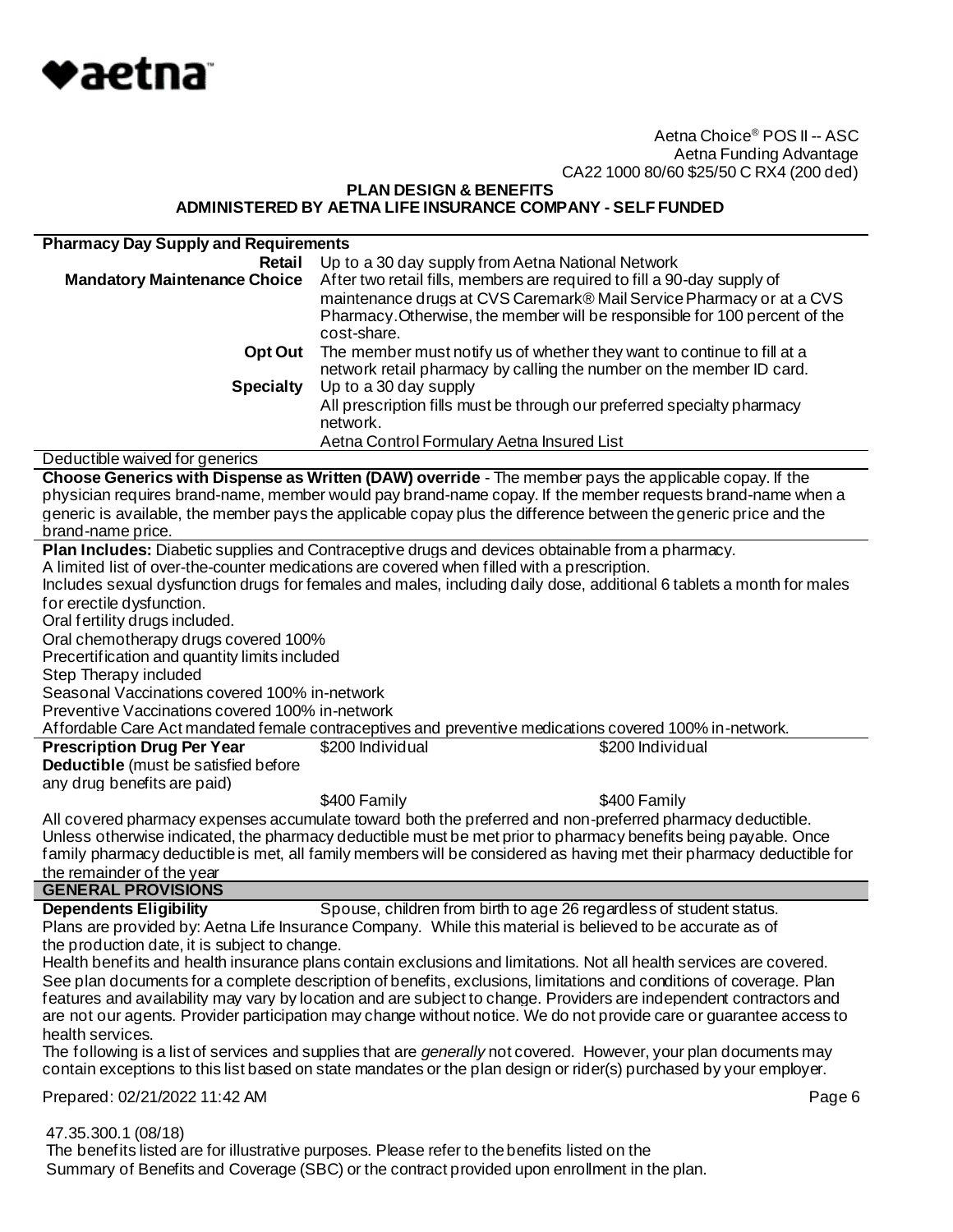Aetna Choice® POS II -- ASC
Aetna Funding Advantage
CA22 1000 80/60 $25/50 C RX4 (200 ded)

**PLAN DESIGN & BENEFITS**
**ADMINISTERED BY AETNA LIFE INSURANCE COMPANY - SELF FUNDED**

| **Pharmacy Day Supply and Requirements** | |
|---|---|
| **Retail** | Up to a 30 day supply from Aetna National Network |
| **Mandatory Maintenance Choice** | After two retail fills, members are required to fill a 90-day supply of maintenance drugs at CVS Caremark® Mail Service Pharmacy or at a CVS Pharmacy.Otherwise, the member will be responsible for 100 percent of the cost-share. |
| **Opt Out** | The member must notify us of whether they want to continue to fill at a network retail pharmacy by calling the number on the member ID card. |
| **Specialty** | Up to a 30 day supply<br>All prescription fills must be through our preferred specialty pharmacy network.<br>Aetna Control Formulary Aetna Insured List |

Deductible waived for generics

**Choose Generics with Dispense as Written (DAW) override** - The member pays the applicable copay. If the physician requires brand-name, member would pay brand-name copay. If the member requests brand-name when a generic is available, the member pays the applicable copay plus the difference between the generic price and the brand-name price.

**Plan Includes:** Diabetic supplies and Contraceptive drugs and devices obtainable from a pharmacy.
A limited list of over-the-counter medications are covered when filled with a prescription.
Includes sexual dysfunction drugs for females and males, including daily dose, additional 6 tablets a month for males for erectile dysfunction.
Oral fertility drugs included.
Oral chemotherapy drugs covered 100%
Precertification and quantity limits included
Step Therapy included
Seasonal Vaccinations covered 100% in-network
Preventive Vaccinations covered 100% in-network
Affordable Care Act mandated female contraceptives and preventive medications covered 100% in-network.

| | | |
|---|---|---|
| **Prescription Drug Per Year Deductible** (must be satisfied before any drug benefits are paid) | $200 Individual | $200 Individual |
| | $400 Family | $400 Family |

All covered pharmacy expenses accumulate toward both the preferred and non-preferred pharmacy deductible. Unless otherwise indicated, the pharmacy deductible must be met prior to pharmacy benefits being payable. Once family pharmacy deductible is met, all family members will be considered as having met their pharmacy deductible for the remainder of the year

## GENERAL PROVISIONS

**Dependents Eligibility** Spouse, children from birth to age 26 regardless of student status.

Plans are provided by: Aetna Life Insurance Company. While this material is believed to be accurate as of the production date, it is subject to change.

Health benefits and health insurance plans contain exclusions and limitations. Not all health services are covered. See plan documents for a complete description of benefits, exclusions, limitations and conditions of coverage. Plan features and availability may vary by location and are subject to change. Providers are independent contractors and are not our agents. Provider participation may change without notice. We do not provide care or guarantee access to health services.

The following is a list of services and supplies that are *generally* not covered. However, your plan documents may contain exceptions to this list based on state mandates or the plan design or rider(s) purchased by your employer.

Prepared: 02/21/2022 11:42 AM

47.35.300.1 (08/18)
The benefits listed are for illustrative purposes. Please refer to the benefits listed on the Summary of Benefits and Coverage (SBC) or the contract provided upon enrollment in the plan.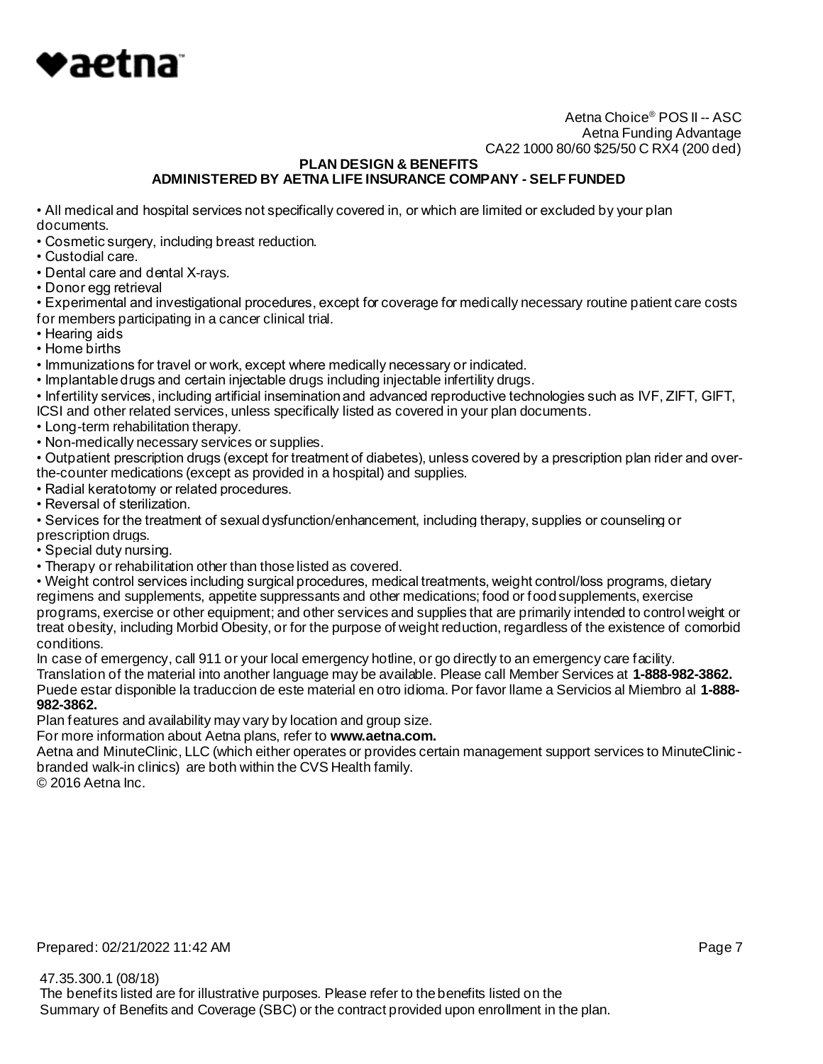Aetna Choice® POS II -- ASC
Aetna Funding Advantage
CA22 1000 80/60 $25/50 C RX4 (200 ded)

**PLAN DESIGN & BENEFITS**
**ADMINISTERED BY AETNA LIFE INSURANCE COMPANY - SELF FUNDED**

- All medical and hospital services not specifically covered in, or which are limited or excluded by your plan documents.
- Cosmetic surgery, including breast reduction.
- Custodial care.
- Dental care and dental X-rays.
- Donor egg retrieval
- Experimental and investigational procedures, except for coverage for medically necessary routine patient care costs for members participating in a cancer clinical trial.
- Hearing aids
- Home births
- Immunizations for travel or work, except where medically necessary or indicated.
- Implantable drugs and certain injectable drugs including injectable infertility drugs.
- Infertility services, including artificial insemination and advanced reproductive technologies such as IVF, ZIFT, GIFT, ICSI and other related services, unless specifically listed as covered in your plan documents.
- Long-term rehabilitation therapy.
- Non-medically necessary services or supplies.
- Outpatient prescription drugs (except for treatment of diabetes), unless covered by a prescription plan rider and over-the-counter medications (except as provided in a hospital) and supplies.
- Radial keratotomy or related procedures.
- Reversal of sterilization.
- Services for the treatment of sexual dysfunction/enhancement, including therapy, supplies or counseling or prescription drugs.
- Special duty nursing.
- Therapy or rehabilitation other than those listed as covered.
- Weight control services including surgical procedures, medical treatments, weight control/loss programs, dietary regimens and supplements, appetite suppressants and other medications; food or food supplements, exercise programs, exercise or other equipment; and other services and supplies that are primarily intended to control weight or treat obesity, including Morbid Obesity, or for the purpose of weight reduction, regardless of the existence of comorbid conditions.

In case of emergency, call 911 or your local emergency hotline, or go directly to an emergency care facility.
Translation of the material into another language may be available. Please call Member Services at **1-888-982-3862.**
Puede estar disponible la traduccion de este material en otro idioma. Por favor llame a Servicios al Miembro al **1-888-982-3862.**
Plan features and availability may vary by location and group size.
For more information about Aetna plans, refer to **www.aetna.com.**
Aetna and MinuteClinic, LLC (which either operates or provides certain management support services to MinuteClinic-branded walk-in clinics) are both within the CVS Health family.
© 2016 Aetna Inc.

Prepared: 02/21/2022 11:42 AM

47.35.300.1 (08/18)
The benefits listed are for illustrative purposes. Please refer to the benefits listed on the Summary of Benefits and Coverage (SBC) or the contract provided upon enrollment in the plan.